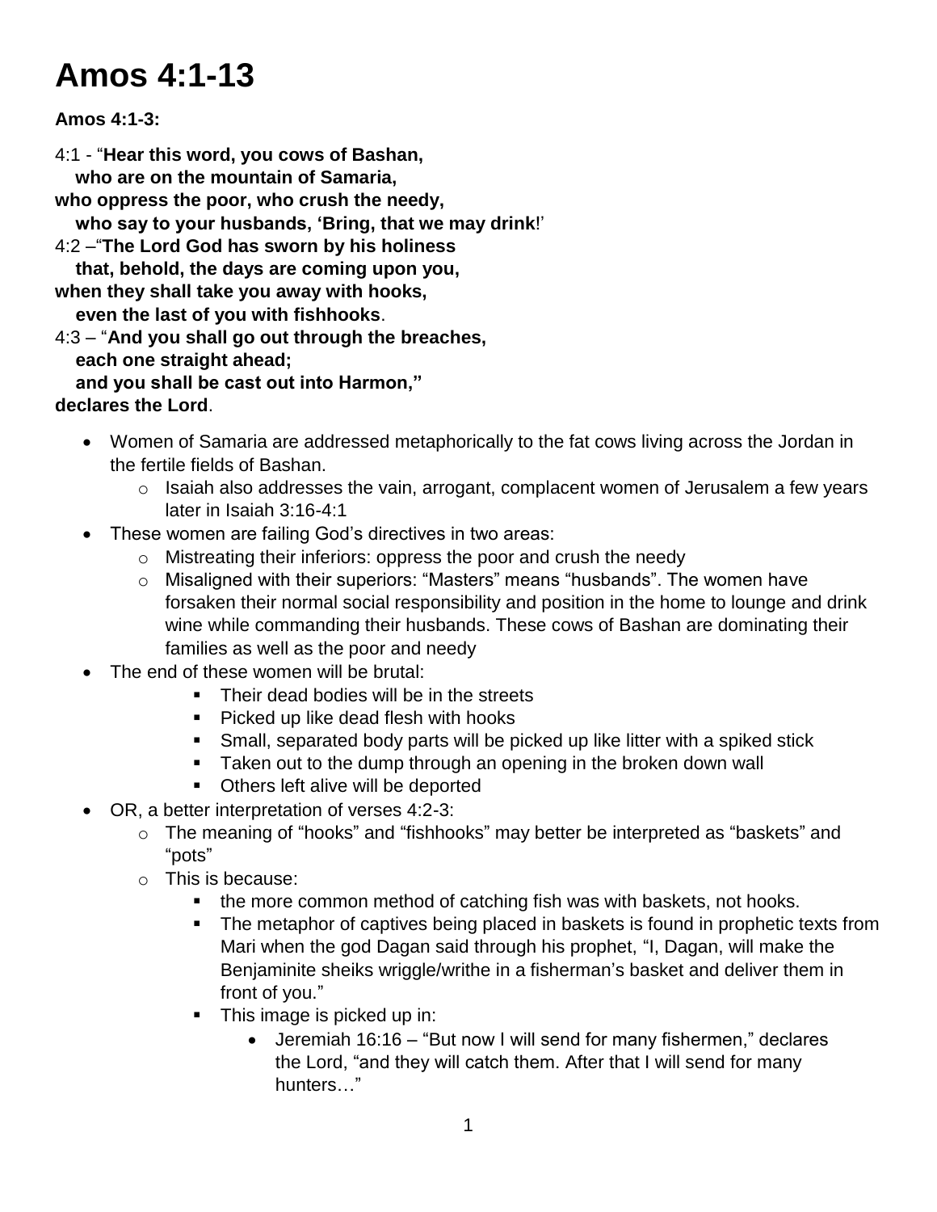# Amos 4:1-13

**Amos 4:1-3:**

4:1 - "**Hear this word, you cows of Bashan,**
**who are on the mountain of Samaria,**
**who oppress the poor, who crush the needy,**
**who say to your husbands, 'Bring, that we may drink**!'
4:2 –"**The Lord God has sworn by his holiness**
**that, behold, the days are coming upon you,**
**when they shall take you away with hooks,**
**even the last of you with fishhooks**.
4:3 – "**And you shall go out through the breaches,**
**each one straight ahead;**
**and you shall be cast out into Harmon,"**
**declares the Lord**.

- Women of Samaria are addressed metaphorically to the fat cows living across the Jordan in the fertile fields of Bashan.
  - Isaiah also addresses the vain, arrogant, complacent women of Jerusalem a few years later in Isaiah 3:16-4:1
- These women are failing God's directives in two areas:
  - Mistreating their inferiors: oppress the poor and crush the needy
  - Misaligned with their superiors: "Masters" means "husbands". The women have forsaken their normal social responsibility and position in the home to lounge and drink wine while commanding their husbands. These cows of Bashan are dominating their families as well as the poor and needy
- The end of these women will be brutal:
  - Their dead bodies will be in the streets
  - Picked up like dead flesh with hooks
  - Small, separated body parts will be picked up like litter with a spiked stick
  - Taken out to the dump through an opening in the broken down wall
  - Others left alive will be deported
- OR, a better interpretation of verses 4:2-3:
  - The meaning of "hooks" and "fishhooks" may better be interpreted as "baskets" and "pots"
  - This is because:
    - the more common method of catching fish was with baskets, not hooks.
    - The metaphor of captives being placed in baskets is found in prophetic texts from Mari when the god Dagan said through his prophet, "I, Dagan, will make the Benjaminite sheiks wriggle/writhe in a fisherman's basket and deliver them in front of you."
    - This image is picked up in:
      - Jeremiah 16:16 – "But now I will send for many fishermen," declares the Lord, "and they will catch them. After that I will send for many hunters…"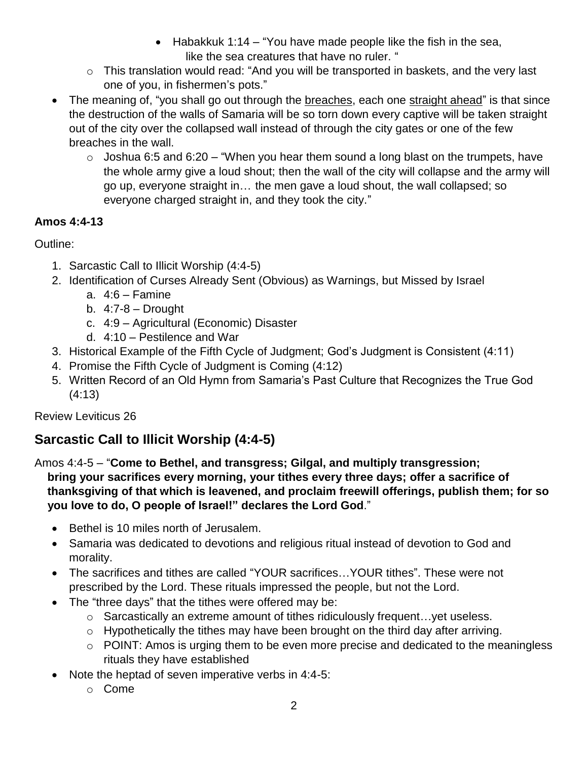- Habakkuk 1:14 – "You have made people like the fish in the sea, like the sea creatures that have no ruler. "
    - This translation would read: "And you will be transported in baskets, and the very last one of you, in fishermen's pots."
- The meaning of, "you shall go out through the <u>breaches</u>, each one <u>straight ahead</u>" is that since the destruction of the walls of Samaria will be so torn down every captive will be taken straight out of the city over the collapsed wall instead of through the city gates or one of the few breaches in the wall.
    - Joshua 6:5 and 6:20 – "When you hear them sound a long blast on the trumpets, have the whole army give a loud shout; then the wall of the city will collapse and the army will go up, everyone straight in… the men gave a loud shout, the wall collapsed; so everyone charged straight in, and they took the city."

**Amos 4:4-13**

Outline:

1. Sarcastic Call to Illicit Worship (4:4-5)
2. Identification of Curses Already Sent (Obvious) as Warnings, but Missed by Israel
    a. 4:6 – Famine
    b. 4:7-8 – Drought
    c. 4:9 – Agricultural (Economic) Disaster
    d. 4:10 – Pestilence and War
3. Historical Example of the Fifth Cycle of Judgment; God's Judgment is Consistent (4:11)
4. Promise the Fifth Cycle of Judgment is Coming (4:12)
5. Written Record of an Old Hymn from Samaria's Past Culture that Recognizes the True God (4:13)

Review Leviticus 26

## Sarcastic Call to Illicit Worship (4:4-5)

Amos 4:4-5 – "**Come to Bethel, and transgress; Gilgal, and multiply transgression; bring your sacrifices every morning, your tithes every three days; offer a sacrifice of thanksgiving of that which is leavened, and proclaim freewill offerings, publish them; for so you love to do, O people of Israel!" declares the Lord God**."

- Bethel is 10 miles north of Jerusalem.
- Samaria was dedicated to devotions and religious ritual instead of devotion to God and morality.
- The sacrifices and tithes are called "YOUR sacrifices…YOUR tithes". These were not prescribed by the Lord. These rituals impressed the people, but not the Lord.
- The "three days" that the tithes were offered may be:
    - Sarcastically an extreme amount of tithes ridiculously frequent…yet useless.
    - Hypothetically the tithes may have been brought on the third day after arriving.
    - POINT: Amos is urging them to be even more precise and dedicated to the meaningless rituals they have established
- Note the heptad of seven imperative verbs in 4:4-5:
    - Come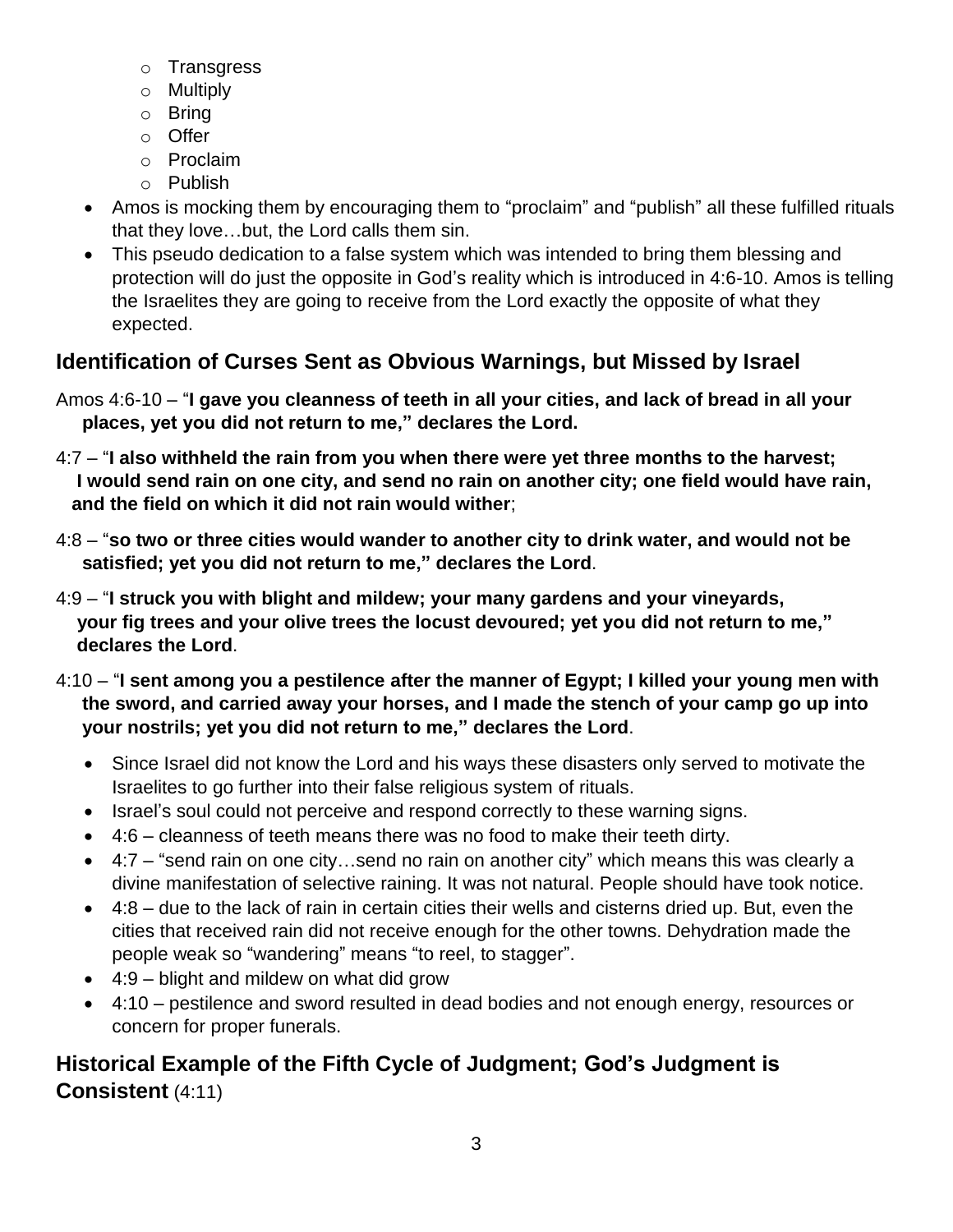- Transgress
    - Multiply
    - Bring
    - Offer
    - Proclaim
    - Publish
- Amos is mocking them by encouraging them to "proclaim" and "publish" all these fulfilled rituals that they love…but, the Lord calls them sin.
- This pseudo dedication to a false system which was intended to bring them blessing and protection will do just the opposite in God's reality which is introduced in 4:6-10. Amos is telling the Israelites they are going to receive from the Lord exactly the opposite of what they expected.

## Identification of Curses Sent as Obvious Warnings, but Missed by Israel

Amos 4:6-10 – "**I gave you cleanness of teeth in all your cities, and lack of bread in all your places, yet you did not return to me," declares the Lord.**

4:7 – "**I also withheld the rain from you when there were yet three months to the harvest; I would send rain on one city, and send no rain on another city; one field would have rain, and the field on which it did not rain would wither**;

4:8 – "**so two or three cities would wander to another city to drink water, and would not be satisfied; yet you did not return to me," declares the Lord**.

4:9 – "**I struck you with blight and mildew; your many gardens and your vineyards, your fig trees and your olive trees the locust devoured; yet you did not return to me," declares the Lord**.

4:10 – "**I sent among you a pestilence after the manner of Egypt; I killed your young men with the sword, and carried away your horses, and I made the stench of your camp go up into your nostrils; yet you did not return to me," declares the Lord**.

- Since Israel did not know the Lord and his ways these disasters only served to motivate the Israelites to go further into their false religious system of rituals.
- Israel's soul could not perceive and respond correctly to these warning signs.
- 4:6 – cleanness of teeth means there was no food to make their teeth dirty.
- 4:7 – "send rain on one city…send no rain on another city" which means this was clearly a divine manifestation of selective raining. It was not natural. People should have took notice.
- 4:8 – due to the lack of rain in certain cities their wells and cisterns dried up. But, even the cities that received rain did not receive enough for the other towns. Dehydration made the people weak so "wandering" means "to reel, to stagger".
- 4:9 – blight and mildew on what did grow
- 4:10 – pestilence and sword resulted in dead bodies and not enough energy, resources or concern for proper funerals.

## Historical Example of the Fifth Cycle of Judgment; God's Judgment is Consistent (4:11)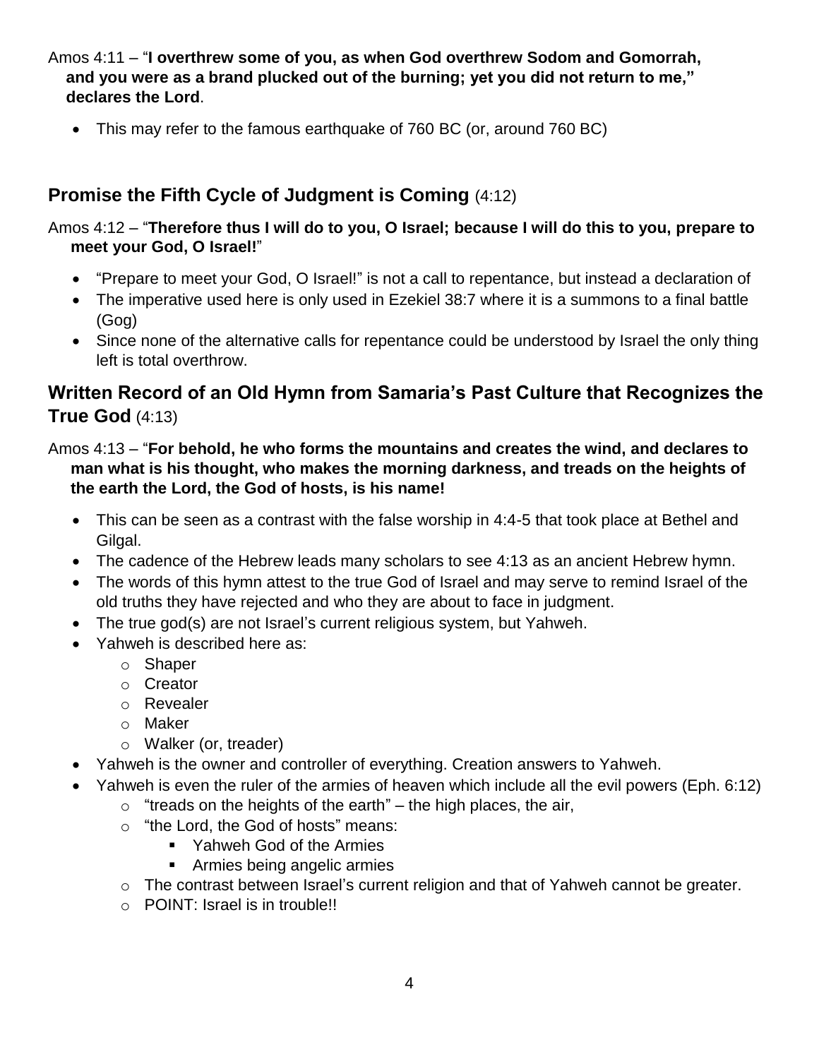Amos 4:11 – "**I overthrew some of you, as when God overthrew Sodom and Gomorrah, and you were as a brand plucked out of the burning; yet you did not return to me," declares the Lord**.

- This may refer to the famous earthquake of 760 BC (or, around 760 BC)

## Promise the Fifth Cycle of Judgment is Coming (4:12)

Amos 4:12 – "**Therefore thus I will do to you, O Israel; because I will do this to you, prepare to meet your God, O Israel!**"

- "Prepare to meet your God, O Israel!" is not a call to repentance, but instead a declaration of
- The imperative used here is only used in Ezekiel 38:7 where it is a summons to a final battle (Gog)
- Since none of the alternative calls for repentance could be understood by Israel the only thing left is total overthrow.

## Written Record of an Old Hymn from Samaria's Past Culture that Recognizes the True God (4:13)

Amos 4:13 – "**For behold, he who forms the mountains and creates the wind, and declares to man what is his thought, who makes the morning darkness, and treads on the heights of the earth the Lord, the God of hosts, is his name!**

- This can be seen as a contrast with the false worship in 4:4-5 that took place at Bethel and Gilgal.
- The cadence of the Hebrew leads many scholars to see 4:13 as an ancient Hebrew hymn.
- The words of this hymn attest to the true God of Israel and may serve to remind Israel of the old truths they have rejected and who they are about to face in judgment.
- The true god(s) are not Israel's current religious system, but Yahweh.
- Yahweh is described here as:
  - Shaper
  - Creator
  - Revealer
  - Maker
  - Walker (or, treader)
- Yahweh is the owner and controller of everything. Creation answers to Yahweh.
- Yahweh is even the ruler of the armies of heaven which include all the evil powers (Eph. 6:12)
  - "treads on the heights of the earth" – the high places, the air,
  - "the Lord, the God of hosts" means:
    - Yahweh God of the Armies
    - Armies being angelic armies
  - The contrast between Israel's current religion and that of Yahweh cannot be greater.
  - POINT: Israel is in trouble!!